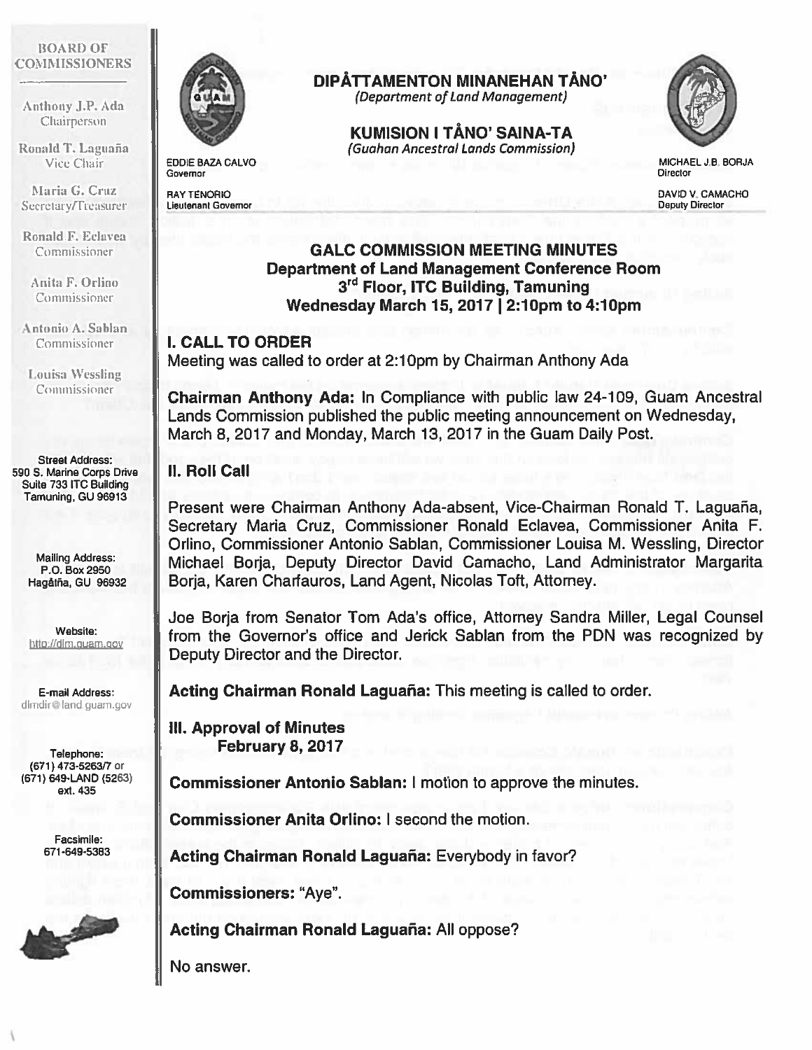**BOARD OF COMMISSIONERS**

Anthony J.P. Ada
Chairperson

Ronald T. Laguaña
Vice Chair

Maria G. Cruz
Secretary/Treasurer

Ronald F. Eclavea
Commissioner

Anita F. Orlino
Commissioner

Antonio A. Sablan
Commissioner

Louisa Wessling
Commissioner

Street Address:
590 S. Marine Corps Drive
Suite 733 ITC Building
Tamuning, GU 96913

Mailing Address:
P.O. Box 2950
Hagåtña, GU 96932

Website:
http://dlm.guam.gov

E-mail Address:
dlmdir@land.guam.gov

Telephone:
(671) 473-5263/7 or
(671) 649-LAND (5263)
ext. 435

Facsimile:
671-649-5383

# DIPÅTTAMENTON MINANEHAN TÅNO'
*(Department of Land Management)*

## KUMISION I TÅNO' SAINA-TA
*(Guahan Ancestral Lands Commission)*

EDDIE BAZA CALVO
Governor

RAY TENORIO
Lieutenant Governor

MICHAEL J.B. BORJA
Director

DAVID V. CAMACHO
Deputy Director

## GALC COMMISSION MEETING MINUTES
### Department of Land Management Conference Room
### 3rd Floor, ITC Building, Tamuning
### Wednesday March 15, 2017 | 2:10pm to 4:10pm

## I. CALL TO ORDER

Meeting was called to order at 2:10pm by Chairman Anthony Ada

**Chairman Anthony Ada:** In Compliance with public law 24-109, Guam Ancestral Lands Commission published the public meeting announcement on Wednesday, March 8, 2017 and Monday, March 13, 2017 in the Guam Daily Post.

## II. Roll Call

Present were Chairman Anthony Ada-absent, Vice-Chairman Ronald T. Laguaña, Secretary Maria Cruz, Commissioner Ronald Eclavea, Commissioner Anita F. Orlino, Commissioner Antonio Sablan, Commissioner Louisa M. Wessling, Director Michael Borja, Deputy Director David Camacho, Land Administrator Margarita Borja, Karen Charfauros, Land Agent, Nicolas Toft, Attorney.

Joe Borja from Senator Tom Ada's office, Attorney Sandra Miller, Legal Counsel from the Governor's office and Jerick Sablan from the PDN was recognized by Deputy Director and the Director.

**Acting Chairman Ronald Laguaña:** This meeting is called to order.

## III. Approval of Minutes
### February 8, 2017

**Commissioner Antonio Sablan:** I motion to approve the minutes.

**Commissioner Anita Orlino:** I second the motion.

**Acting Chairman Ronald Laguaña:** Everybody in favor?

**Commissioners:** "Aye".

**Acting Chairman Ronald Laguaña:** All oppose?

No answer.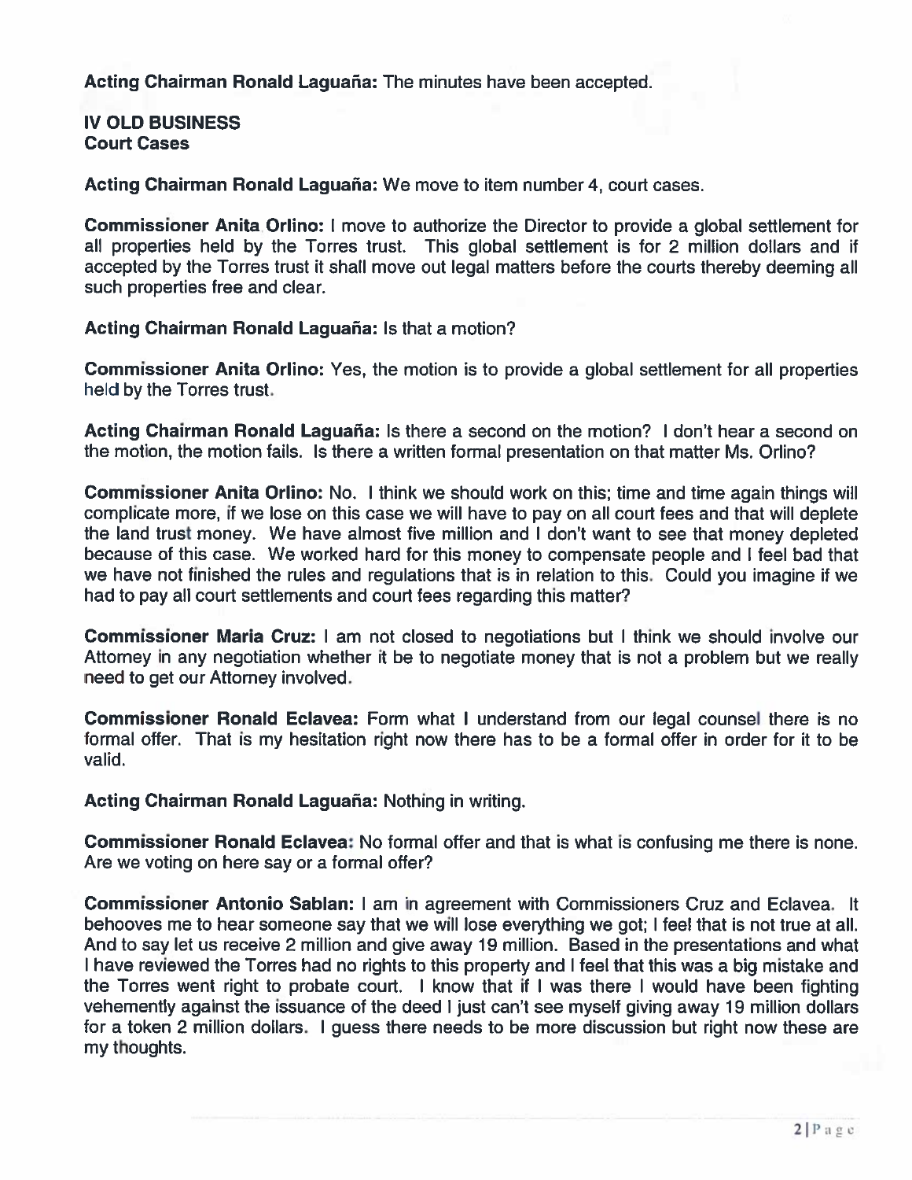**Acting Chairman Ronald Laguaña:** The minutes have been accepted.

**IV OLD BUSINESS**
**Court Cases**

**Acting Chairman Ronald Laguaña:** We move to item number 4, court cases.

**Commissioner Anita Orlino:** I move to authorize the Director to provide a global settlement for all properties held by the Torres trust. This global settlement is for 2 million dollars and if accepted by the Torres trust it shall move out legal matters before the courts thereby deeming all such properties free and clear.

**Acting Chairman Ronald Laguaña:** Is that a motion?

**Commissioner Anita Orlino:** Yes, the motion is to provide a global settlement for all properties held by the Torres trust.

**Acting Chairman Ronald Laguaña:** Is there a second on the motion? I don't hear a second on the motion, the motion fails. Is there a written formal presentation on that matter Ms. Orlino?

**Commissioner Anita Orlino:** No. I think we should work on this; time and time again things will complicate more, if we lose on this case we will have to pay on all court fees and that will deplete the land trust money. We have almost five million and I don't want to see that money depleted because of this case. We worked hard for this money to compensate people and I feel bad that we have not finished the rules and regulations that is in relation to this. Could you imagine if we had to pay all court settlements and court fees regarding this matter?

**Commissioner Maria Cruz:** I am not closed to negotiations but I think we should involve our Attorney in any negotiation whether it be to negotiate money that is not a problem but we really need to get our Attorney involved.

**Commissioner Ronald Eclavea:** Form what I understand from our legal counsel there is no formal offer. That is my hesitation right now there has to be a formal offer in order for it to be valid.

**Acting Chairman Ronald Laguaña:** Nothing in writing.

**Commissioner Ronald Eclavea:** No formal offer and that is what is confusing me there is none. Are we voting on here say or a formal offer?

**Commissioner Antonio Sablan:** I am in agreement with Commissioners Cruz and Eclavea. It behooves me to hear someone say that we will lose everything we got; I feel that is not true at all. And to say let us receive 2 million and give away 19 million. Based in the presentations and what I have reviewed the Torres had no rights to this property and I feel that this was a big mistake and the Torres went right to probate court. I know that if I was there I would have been fighting vehemently against the issuance of the deed I just can't see myself giving away 19 million dollars for a token 2 million dollars. I guess there needs to be more discussion but right now these are my thoughts.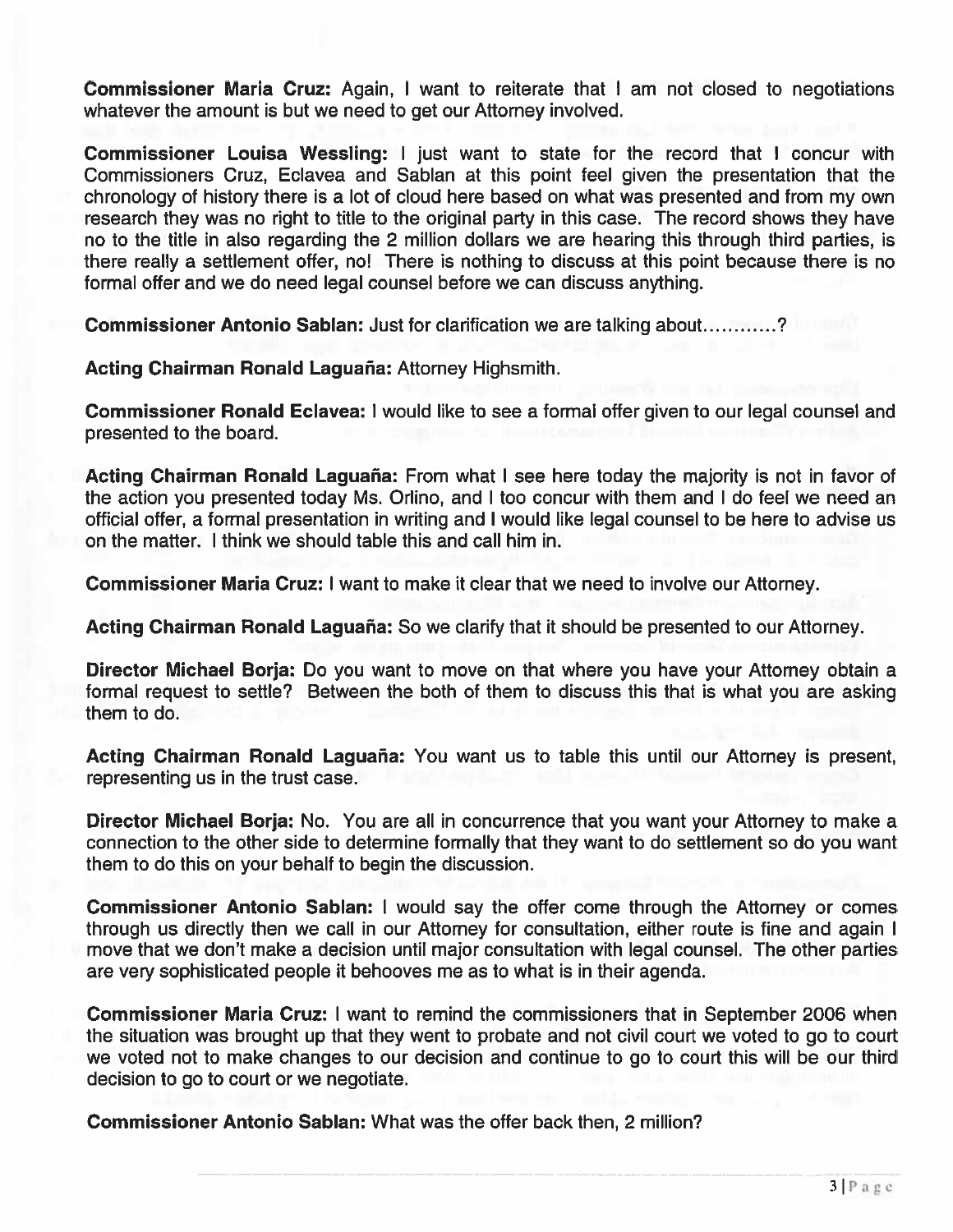**Commissioner Maria Cruz:** Again, I want to reiterate that I am not closed to negotiations whatever the amount is but we need to get our Attorney involved.

**Commissioner Louisa Wessling:** I just want to state for the record that I concur with Commissioners Cruz, Eclavea and Sablan at this point feel given the presentation that the chronology of history there is a lot of cloud here based on what was presented and from my own research they was no right to title to the original party in this case. The record shows they have no to the title in also regarding the 2 million dollars we are hearing this through third parties, is there really a settlement offer, no! There is nothing to discuss at this point because there is no formal offer and we do need legal counsel before we can discuss anything.

**Commissioner Antonio Sablan:** Just for clarification we are talking about...........?

**Acting Chairman Ronald Laguaña:** Attorney Highsmith.

**Commissioner Ronald Eclavea:** I would like to see a formal offer given to our legal counsel and presented to the board.

**Acting Chairman Ronald Laguaña:** From what I see here today the majority is not in favor of the action you presented today Ms. Orlino, and I too concur with them and I do feel we need an official offer, a formal presentation in writing and I would like legal counsel to be here to advise us on the matter. I think we should table this and call him in.

**Commissioner Maria Cruz:** I want to make it clear that we need to involve our Attorney.

**Acting Chairman Ronald Laguaña:** So we clarify that it should be presented to our Attorney.

**Director Michael Borja:** Do you want to move on that where you have your Attorney obtain a formal request to settle? Between the both of them to discuss this that is what you are asking them to do.

**Acting Chairman Ronald Laguaña:** You want us to table this until our Attorney is present, representing us in the trust case.

**Director Michael Borja:** No. You are all in concurrence that you want your Attorney to make a connection to the other side to determine formally that they want to do settlement so do you want them to do this on your behalf to begin the discussion.

**Commissioner Antonio Sablan:** I would say the offer come through the Attorney or comes through us directly then we call in our Attorney for consultation, either route is fine and again I move that we don't make a decision until major consultation with legal counsel. The other parties are very sophisticated people it behooves me as to what is in their agenda.

**Commissioner Maria Cruz:** I want to remind the commissioners that in September 2006 when the situation was brought up that they went to probate and not civil court we voted to go to court we voted not to make changes to our decision and continue to go to court this will be our third decision to go to court or we negotiate.

**Commissioner Antonio Sablan:** What was the offer back then, 2 million?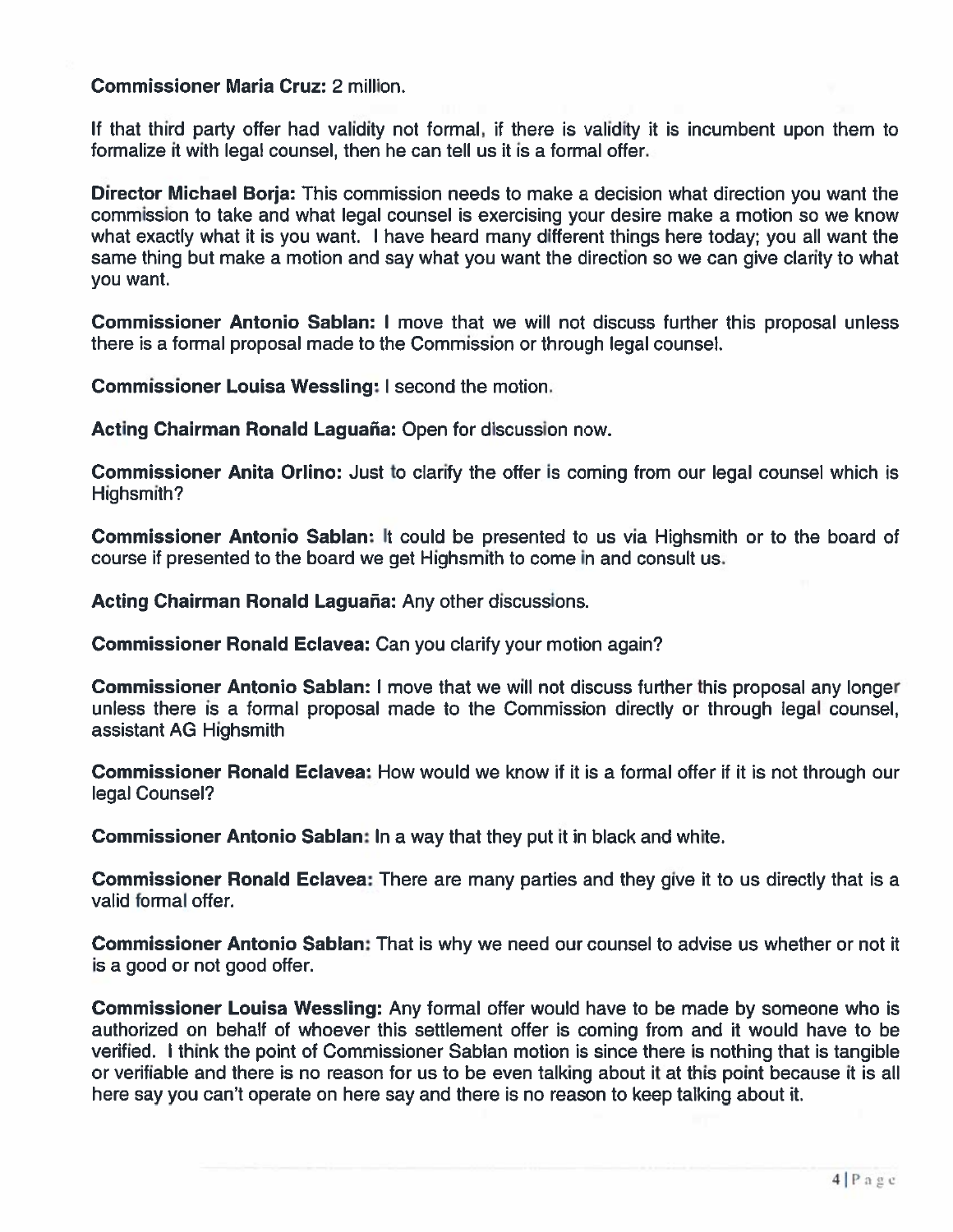**Commissioner Maria Cruz:** 2 million.

If that third party offer had validity not formal, if there is validity it is incumbent upon them to formalize it with legal counsel, then he can tell us it is a formal offer.

**Director Michael Borja:** This commission needs to make a decision what direction you want the commission to take and what legal counsel is exercising your desire make a motion so we know what exactly what it is you want. I have heard many different things here today; you all want the same thing but make a motion and say what you want the direction so we can give clarity to what you want.

**Commissioner Antonio Sablan:** I move that we will not discuss further this proposal unless there is a formal proposal made to the Commission or through legal counsel.

**Commissioner Louisa Wessling:** I second the motion.

**Acting Chairman Ronald Laguaña:** Open for discussion now.

**Commissioner Anita Orlino:** Just to clarify the offer is coming from our legal counsel which is Highsmith?

**Commissioner Antonio Sablan:** It could be presented to us via Highsmith or to the board of course if presented to the board we get Highsmith to come in and consult us.

**Acting Chairman Ronald Laguaña:** Any other discussions.

**Commissioner Ronald Eclavea:** Can you clarify your motion again?

**Commissioner Antonio Sablan:** I move that we will not discuss further this proposal any longer unless there is a formal proposal made to the Commission directly or through legal counsel, assistant AG Highsmith

**Commissioner Ronald Eclavea:** How would we know if it is a formal offer if it is not through our legal Counsel?

**Commissioner Antonio Sablan:** In a way that they put it in black and white.

**Commissioner Ronald Eclavea:** There are many parties and they give it to us directly that is a valid formal offer.

**Commissioner Antonio Sablan:** That is why we need our counsel to advise us whether or not it is a good or not good offer.

**Commissioner Louisa Wessling:** Any formal offer would have to be made by someone who is authorized on behalf of whoever this settlement offer is coming from and it would have to be verified. I think the point of Commissioner Sablan motion is since there is nothing that is tangible or verifiable and there is no reason for us to be even talking about it at this point because it is all here say you can't operate on here say and there is no reason to keep talking about it.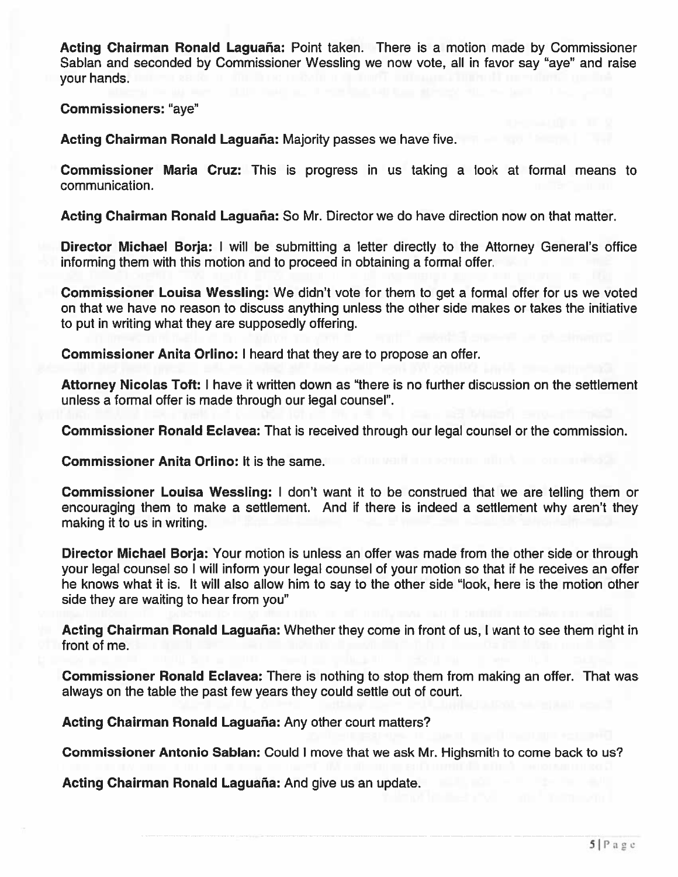**Acting Chairman Ronald Laguaña:** Point taken. There is a motion made by Commissioner Sablan and seconded by Commissioner Wessling we now vote, all in favor say "aye" and raise your hands.

**Commissioners:** "aye"

**Acting Chairman Ronald Laguaña:** Majority passes we have five.

**Commissioner Maria Cruz:** This is progress in us taking a look at formal means to communication.

**Acting Chairman Ronald Laguaña:** So Mr. Director we do have direction now on that matter.

**Director Michael Borja:** I will be submitting a letter directly to the Attorney General's office informing them with this motion and to proceed in obtaining a formal offer.

**Commissioner Louisa Wessling:** We didn't vote for them to get a formal offer for us we voted on that we have no reason to discuss anything unless the other side makes or takes the initiative to put in writing what they are supposedly offering.

**Commissioner Anita Orlino:** I heard that they are to propose an offer.

**Attorney Nicolas Toft:** I have it written down as "there is no further discussion on the settlement unless a formal offer is made through our legal counsel".

**Commissioner Ronald Eclavea:** That is received through our legal counsel or the commission.

**Commissioner Anita Orlino:** It is the same.

**Commissioner Louisa Wessling:** I don't want it to be construed that we are telling them or encouraging them to make a settlement. And if there is indeed a settlement why aren't they making it to us in writing.

**Director Michael Borja:** Your motion is unless an offer was made from the other side or through your legal counsel so I will inform your legal counsel of your motion so that if he receives an offer he knows what it is. It will also allow him to say to the other side "look, here is the motion other side they are waiting to hear from you"

**Acting Chairman Ronald Laguaña:** Whether they come in front of us, I want to see them right in front of me.

**Commissioner Ronald Eclavea:** There is nothing to stop them from making an offer. That was always on the table the past few years they could settle out of court.

**Acting Chairman Ronald Laguaña:** Any other court matters?

**Commissioner Antonio Sablan:** Could I move that we ask Mr. Highsmith to come back to us?

**Acting Chairman Ronald Laguaña:** And give us an update.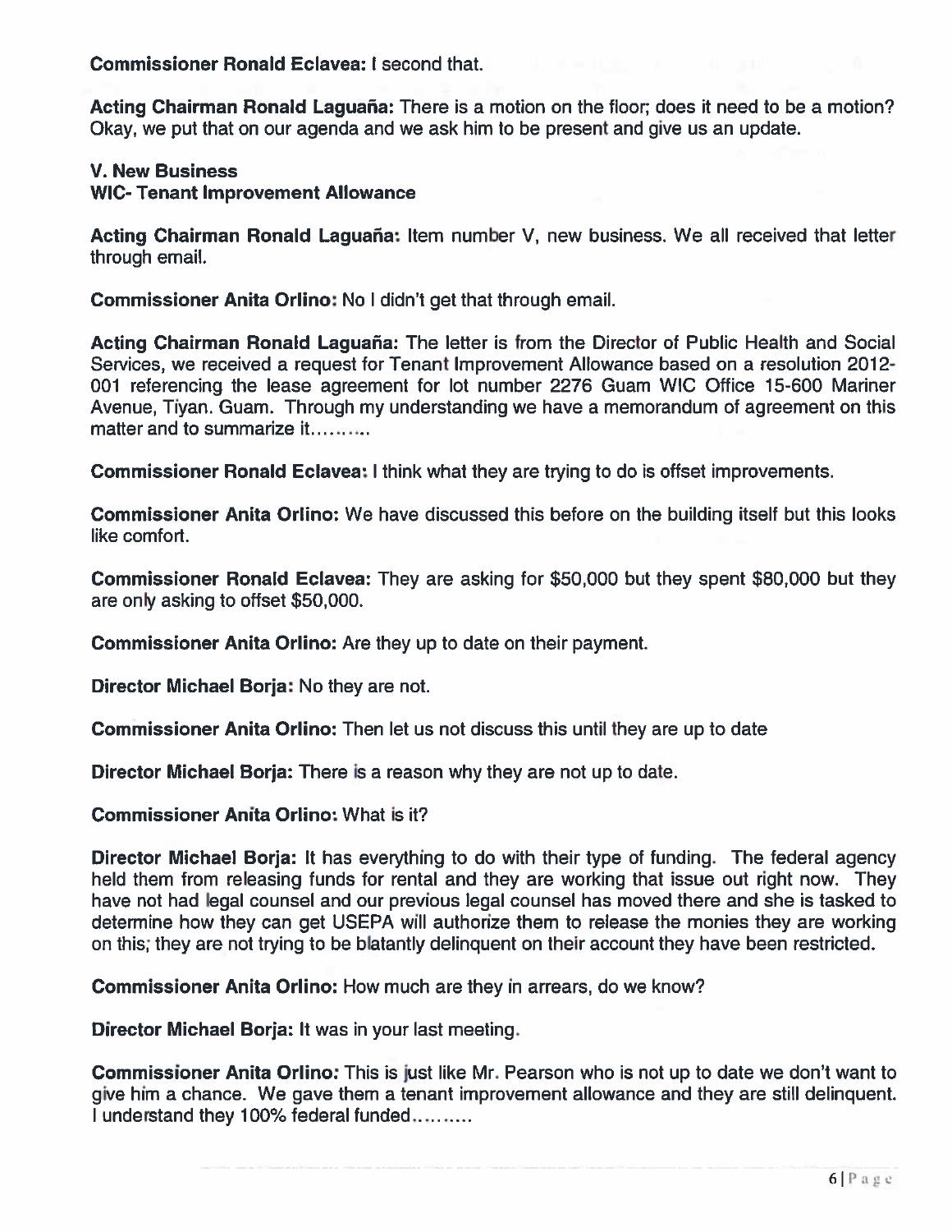**Commissioner Ronald Eclavea:** I second that.

**Acting Chairman Ronald Laguaña:** There is a motion on the floor; does it need to be a motion? Okay, we put that on our agenda and we ask him to be present and give us an update.

**V. New Business**
**WIC- Tenant Improvement Allowance**

**Acting Chairman Ronald Laguaña:** Item number V, new business. We all received that letter through email.

**Commissioner Anita Orlino:** No I didn't get that through email.

**Acting Chairman Ronald Laguaña:** The letter is from the Director of Public Health and Social Services, we received a request for Tenant Improvement Allowance based on a resolution 2012-001 referencing the lease agreement for lot number 2276 Guam WIC Office 15-600 Mariner Avenue, Tiyan. Guam. Through my understanding we have a memorandum of agreement on this matter and to summarize it……….

**Commissioner Ronald Eclavea:** I think what they are trying to do is offset improvements.

**Commissioner Anita Orlino:** We have discussed this before on the building itself but this looks like comfort.

**Commissioner Ronald Eclavea:** They are asking for $50,000 but they spent $80,000 but they are only asking to offset $50,000.

**Commissioner Anita Orlino:** Are they up to date on their payment.

**Director Michael Borja:** No they are not.

**Commissioner Anita Orlino:** Then let us not discuss this until they are up to date

**Director Michael Borja:** There is a reason why they are not up to date.

**Commissioner Anita Orlino:** What is it?

**Director Michael Borja:** It has everything to do with their type of funding. The federal agency held them from releasing funds for rental and they are working that issue out right now. They have not had legal counsel and our previous legal counsel has moved there and she is tasked to determine how they can get USEPA will authorize them to release the monies they are working on this; they are not trying to be blatantly delinquent on their account they have been restricted.

**Commissioner Anita Orlino:** How much are they in arrears, do we know?

**Director Michael Borja:** It was in your last meeting.

**Commissioner Anita Orlino:** This is just like Mr. Pearson who is not up to date we don't want to give him a chance. We gave them a tenant improvement allowance and they are still delinquent. I understand they 100% federal funded……….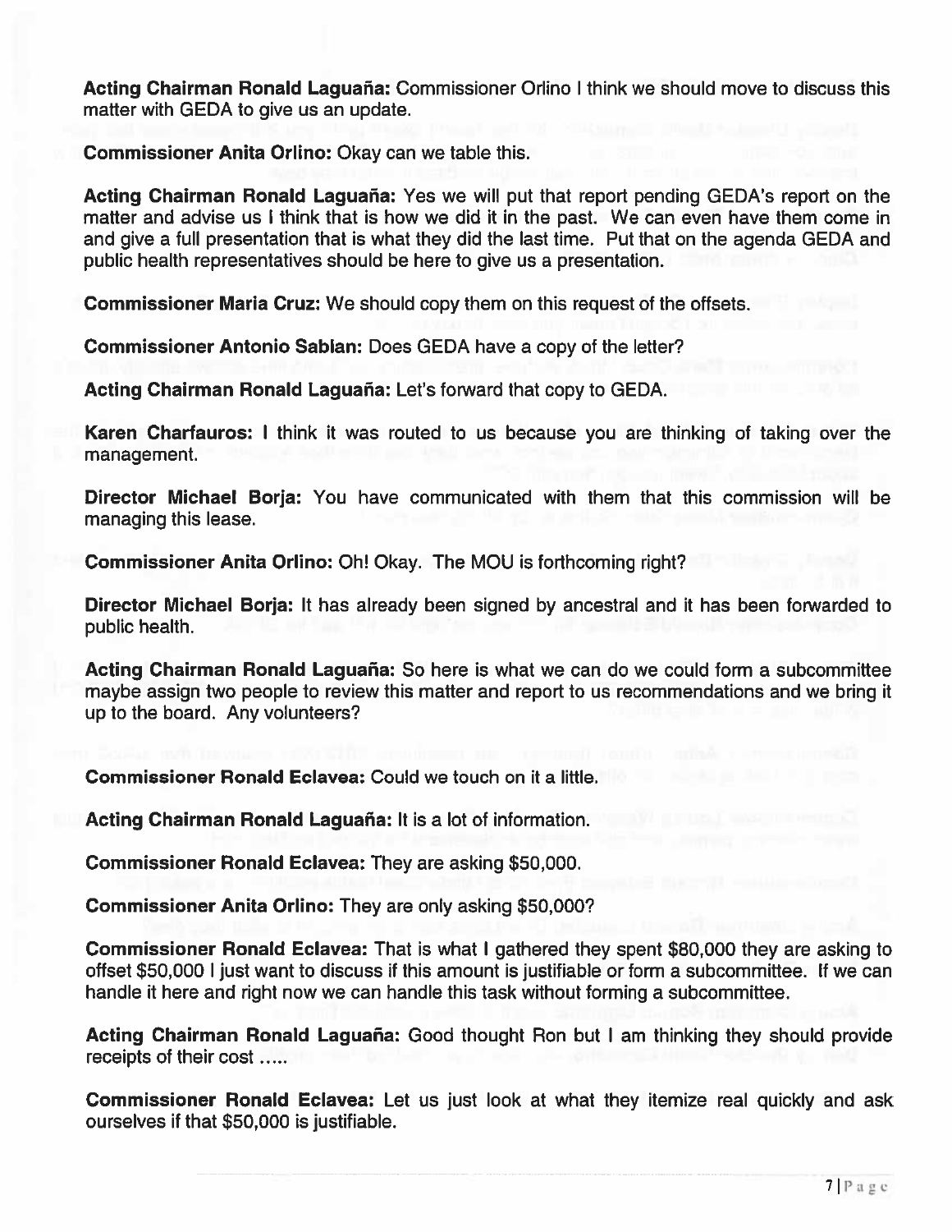**Acting Chairman Ronald Laguaña:** Commissioner Orlino I think we should move to discuss this matter with GEDA to give us an update.

**Commissioner Anita Orlino:** Okay can we table this.

**Acting Chairman Ronald Laguaña:** Yes we will put that report pending GEDA's report on the matter and advise us I think that is how we did it in the past. We can even have them come in and give a full presentation that is what they did the last time. Put that on the agenda GEDA and public health representatives should be here to give us a presentation.

**Commissioner Maria Cruz:** We should copy them on this request of the offsets.

**Commissioner Antonio Sablan:** Does GEDA have a copy of the letter?

**Acting Chairman Ronald Laguaña:** Let's forward that copy to GEDA.

**Karen Charfauros:** I think it was routed to us because you are thinking of taking over the management.

**Director Michael Borja:** You have communicated with them that this commission will be managing this lease.

**Commissioner Anita Orlino:** Oh! Okay. The MOU is forthcoming right?

**Director Michael Borja:** It has already been signed by ancestral and it has been forwarded to public health.

**Acting Chairman Ronald Laguaña:** So here is what we can do we could form a subcommittee maybe assign two people to review this matter and report to us recommendations and we bring it up to the board. Any volunteers?

**Commissioner Ronald Eclavea:** Could we touch on it a little.

**Acting Chairman Ronald Laguaña:** It is a lot of information.

**Commissioner Ronald Eclavea:** They are asking $50,000.

**Commissioner Anita Orlino:** They are only asking $50,000?

**Commissioner Ronald Eclavea:** That is what I gathered they spent $80,000 they are asking to offset $50,000 I just want to discuss if this amount is justifiable or form a subcommittee. If we can handle it here and right now we can handle this task without forming a subcommittee.

**Acting Chairman Ronald Laguaña:** Good thought Ron but I am thinking they should provide receipts of their cost .....

**Commissioner Ronald Eclavea:** Let us just look at what they itemize real quickly and ask ourselves if that $50,000 is justifiable.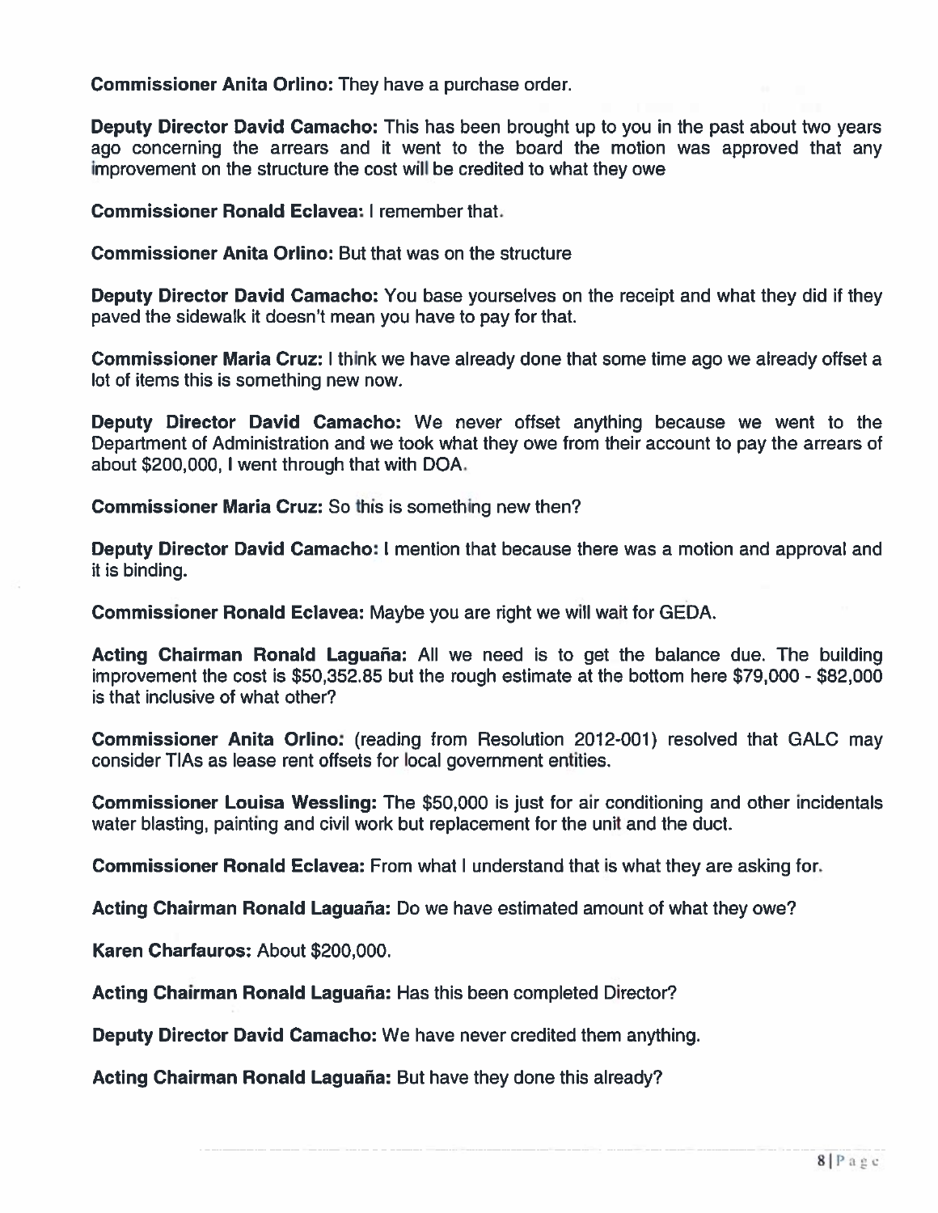**Commissioner Anita Orlino:** They have a purchase order.

**Deputy Director David Camacho:** This has been brought up to you in the past about two years ago concerning the arrears and it went to the board the motion was approved that any improvement on the structure the cost will be credited to what they owe

**Commissioner Ronald Eclavea:** I remember that.

**Commissioner Anita Orlino:** But that was on the structure

**Deputy Director David Camacho:** You base yourselves on the receipt and what they did if they paved the sidewalk it doesn't mean you have to pay for that.

**Commissioner Maria Cruz:** I think we have already done that some time ago we already offset a lot of items this is something new now.

**Deputy Director David Camacho:** We never offset anything because we went to the Department of Administration and we took what they owe from their account to pay the arrears of about $200,000, I went through that with DOA.

**Commissioner Maria Cruz:** So this is something new then?

**Deputy Director David Camacho:** I mention that because there was a motion and approval and it is binding.

**Commissioner Ronald Eclavea:** Maybe you are right we will wait for GEDA.

**Acting Chairman Ronald Laguaña:** All we need is to get the balance due. The building improvement the cost is $50,352.85 but the rough estimate at the bottom here $79,000 - $82,000 is that inclusive of what other?

**Commissioner Anita Orlino:** (reading from Resolution 2012-001) resolved that GALC may consider TIAs as lease rent offsets for local government entities.

**Commissioner Louisa Wessling:** The $50,000 is just for air conditioning and other incidentals water blasting, painting and civil work but replacement for the unit and the duct.

**Commissioner Ronald Eclavea:** From what I understand that is what they are asking for.

**Acting Chairman Ronald Laguaña:** Do we have estimated amount of what they owe?

**Karen Charfauros:** About $200,000.

**Acting Chairman Ronald Laguaña:** Has this been completed Director?

**Deputy Director David Camacho:** We have never credited them anything.

**Acting Chairman Ronald Laguaña:** But have they done this already?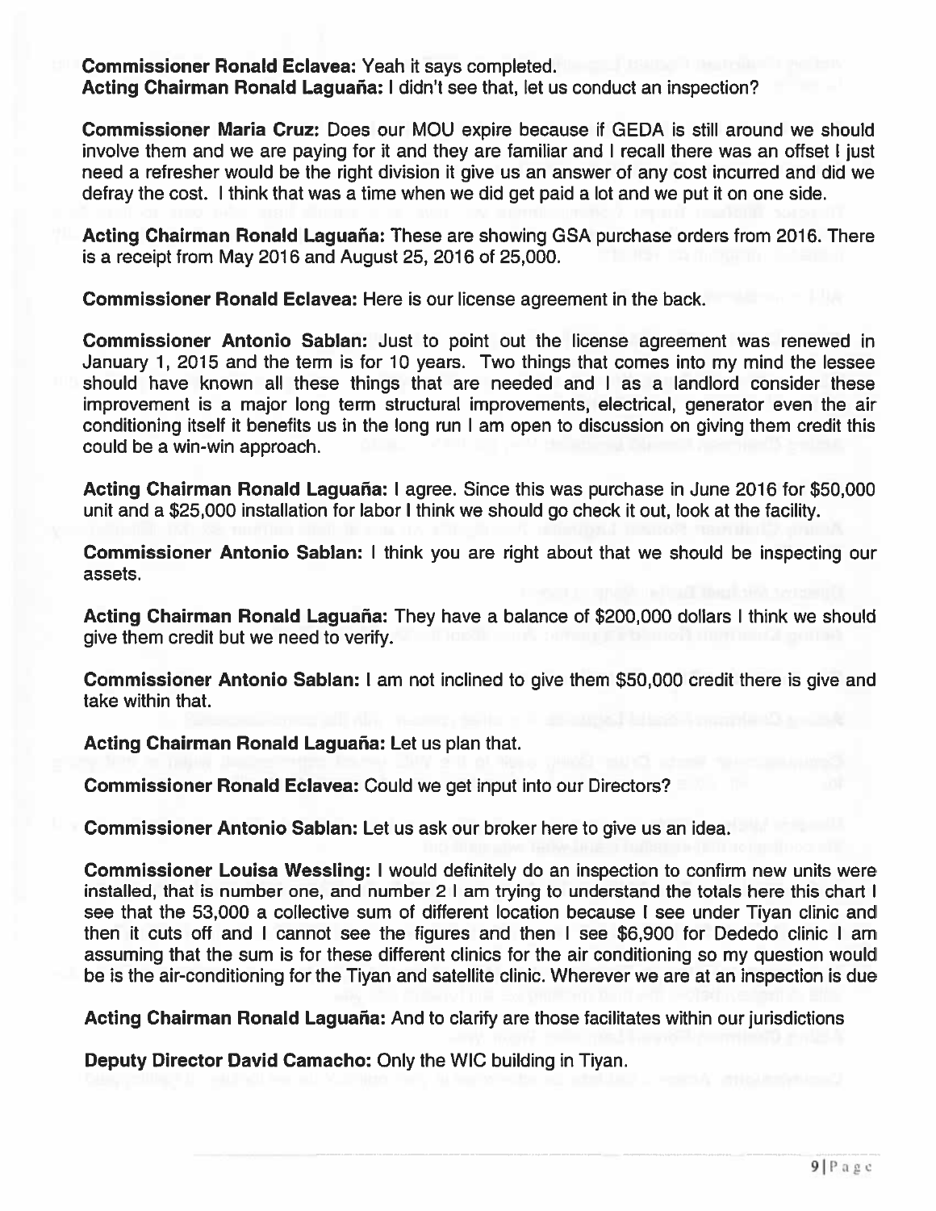**Commissioner Ronald Eclavea:** Yeah it says completed.
**Acting Chairman Ronald Laguaña:** I didn't see that, let us conduct an inspection?

**Commissioner Maria Cruz:** Does our MOU expire because if GEDA is still around we should involve them and we are paying for it and they are familiar and I recall there was an offset I just need a refresher would be the right division it give us an answer of any cost incurred and did we defray the cost. I think that was a time when we did get paid a lot and we put it on one side.

**Acting Chairman Ronald Laguaña:** These are showing GSA purchase orders from 2016. There is a receipt from May 2016 and August 25, 2016 of 25,000.

**Commissioner Ronald Eclavea:** Here is our license agreement in the back.

**Commissioner Antonio Sablan:** Just to point out the license agreement was renewed in January 1, 2015 and the term is for 10 years. Two things that comes into my mind the lessee should have known all these things that are needed and I as a landlord consider these improvement is a major long term structural improvements, electrical, generator even the air conditioning itself it benefits us in the long run I am open to discussion on giving them credit this could be a win-win approach.

**Acting Chairman Ronald Laguaña:** I agree. Since this was purchase in June 2016 for $50,000 unit and a $25,000 installation for labor I think we should go check it out, look at the facility.

**Commissioner Antonio Sablan:** I think you are right about that we should be inspecting our assets.

**Acting Chairman Ronald Laguaña:** They have a balance of $200,000 dollars I think we should give them credit but we need to verify.

**Commissioner Antonio Sablan:** I am not inclined to give them $50,000 credit there is give and take within that.

**Acting Chairman Ronald Laguaña:** Let us plan that.

**Commissioner Ronald Eclavea:** Could we get input into our Directors?

**Commissioner Antonio Sablan:** Let us ask our broker here to give us an idea.

**Commissioner Louisa Wessling:** I would definitely do an inspection to confirm new units were installed, that is number one, and number 2 I am trying to understand the totals here this chart I see that the 53,000 a collective sum of different location because I see under Tiyan clinic and then it cuts off and I cannot see the figures and then I see $6,900 for Dededo clinic I am assuming that the sum is for these different clinics for the air conditioning so my question would be is the air-conditioning for the Tiyan and satellite clinic. Wherever we are at an inspection is due

**Acting Chairman Ronald Laguaña:** And to clarify are those facilitates within our jurisdictions

**Deputy Director David Camacho:** Only the WIC building in Tiyan.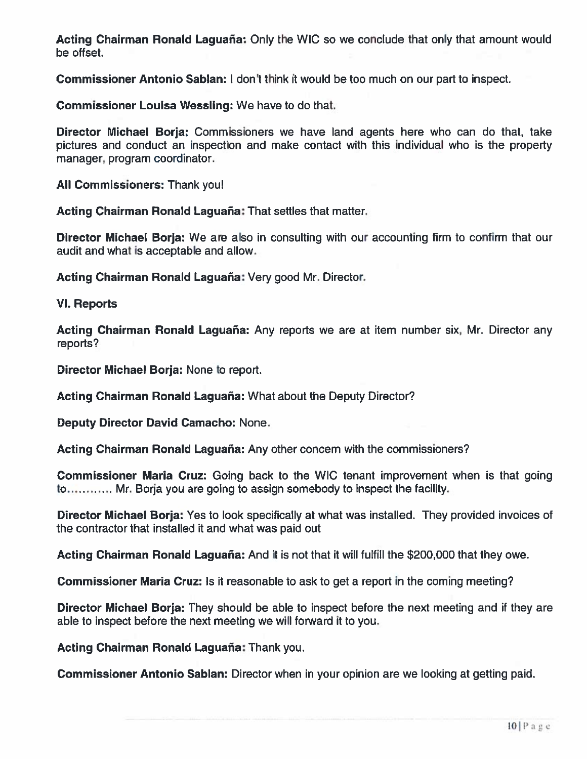**Acting Chairman Ronald Laguaña:** Only the WIC so we conclude that only that amount would be offset.

**Commissioner Antonio Sablan:** I don't think it would be too much on our part to inspect.

**Commissioner Louisa Wessling:** We have to do that.

**Director Michael Borja:** Commissioners we have land agents here who can do that, take pictures and conduct an inspection and make contact with this individual who is the property manager, program coordinator.

**All Commissioners:** Thank you!

**Acting Chairman Ronald Laguaña:** That settles that matter.

**Director Michael Borja:** We are also in consulting with our accounting firm to confirm that our audit and what is acceptable and allow.

**Acting Chairman Ronald Laguaña:** Very good Mr. Director.

**VI. Reports**

**Acting Chairman Ronald Laguaña:** Any reports we are at item number six, Mr. Director any reports?

**Director Michael Borja:** None to report.

**Acting Chairman Ronald Laguaña:** What about the Deputy Director?

**Deputy Director David Camacho:** None.

**Acting Chairman Ronald Laguaña:** Any other concern with the commissioners?

**Commissioner Maria Cruz:** Going back to the WIC tenant improvement when is that going to........... Mr. Borja you are going to assign somebody to inspect the facility.

**Director Michael Borja:** Yes to look specifically at what was installed. They provided invoices of the contractor that installed it and what was paid out

**Acting Chairman Ronald Laguaña:** And it is not that it will fulfill the $200,000 that they owe.

**Commissioner Maria Cruz:** Is it reasonable to ask to get a report in the coming meeting?

**Director Michael Borja:** They should be able to inspect before the next meeting and if they are able to inspect before the next meeting we will forward it to you.

**Acting Chairman Ronald Laguaña:** Thank you.

**Commissioner Antonio Sablan:** Director when in your opinion are we looking at getting paid.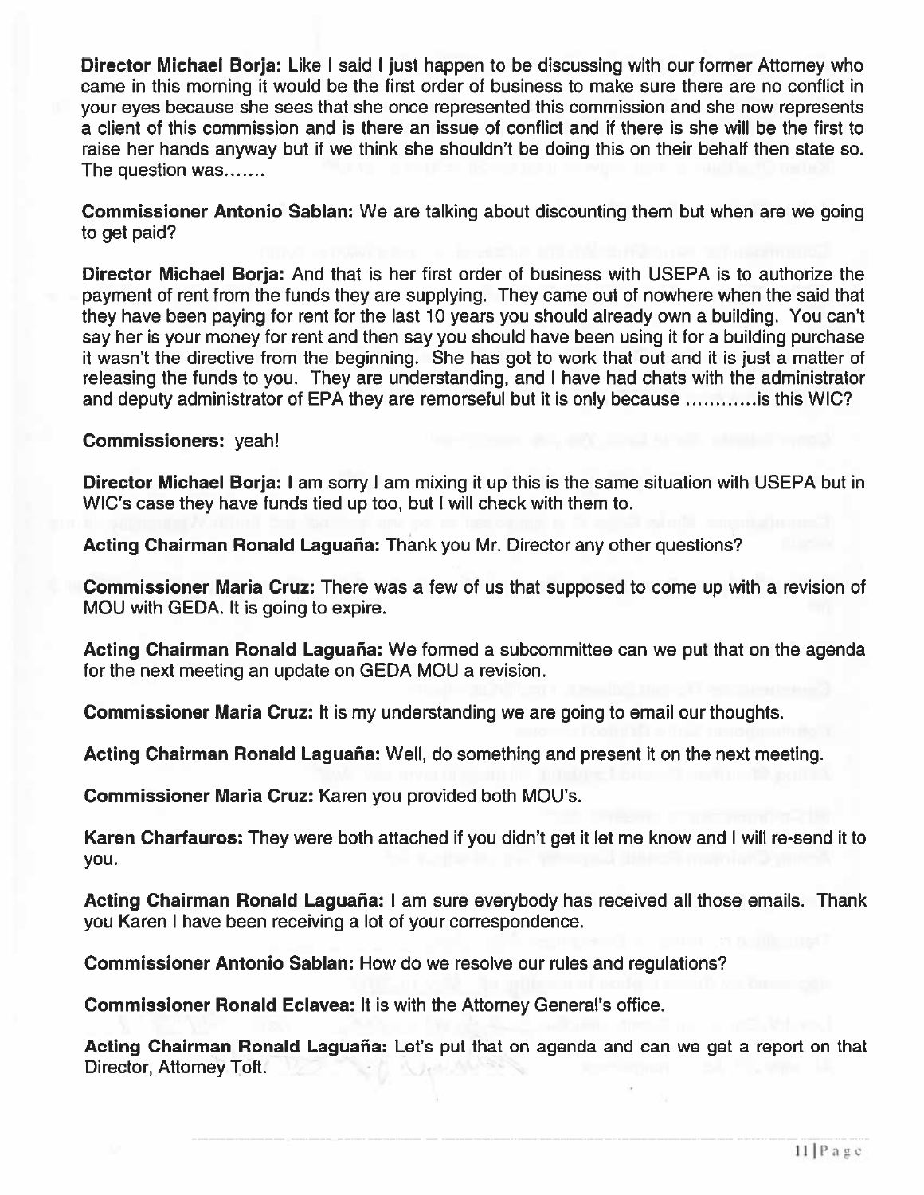**Director Michael Borja:** Like I said I just happen to be discussing with our former Attorney who came in this morning it would be the first order of business to make sure there are no conflict in your eyes because she sees that she once represented this commission and she now represents a client of this commission and is there an issue of conflict and if there is she will be the first to raise her hands anyway but if we think she shouldn't be doing this on their behalf then state so. The question was.......

**Commissioner Antonio Sablan:** We are talking about discounting them but when are we going to get paid?

**Director Michael Borja:** And that is her first order of business with USEPA is to authorize the payment of rent from the funds they are supplying. They came out of nowhere when the said that they have been paying for rent for the last 10 years you should already own a building. You can't say her is your money for rent and then say you should have been using it for a building purchase it wasn't the directive from the beginning. She has got to work that out and it is just a matter of releasing the funds to you. They are understanding, and I have had chats with the administrator and deputy administrator of EPA they are remorseful but it is only because ............is this WIC?

**Commissioners:** yeah!

**Director Michael Borja:** I am sorry I am mixing it up this is the same situation with USEPA but in WIC's case they have funds tied up too, but I will check with them to.

**Acting Chairman Ronald Laguaña:** Thank you Mr. Director any other questions?

**Commissioner Maria Cruz:** There was a few of us that supposed to come up with a revision of MOU with GEDA. It is going to expire.

**Acting Chairman Ronald Laguaña:** We formed a subcommittee can we put that on the agenda for the next meeting an update on GEDA MOU a revision.

**Commissioner Maria Cruz:** It is my understanding we are going to email our thoughts.

**Acting Chairman Ronald Laguaña:** Well, do something and present it on the next meeting.

**Commissioner Maria Cruz:** Karen you provided both MOU's.

**Karen Charfauros:** They were both attached if you didn't get it let me know and I will re-send it to you.

**Acting Chairman Ronald Laguaña:** I am sure everybody has received all those emails. Thank you Karen I have been receiving a lot of your correspondence.

**Commissioner Antonio Sablan:** How do we resolve our rules and regulations?

**Commissioner Ronald Eclavea:** It is with the Attorney General's office.

**Acting Chairman Ronald Laguaña:** Let's put that on agenda and can we get a report on that Director, Attorney Toft.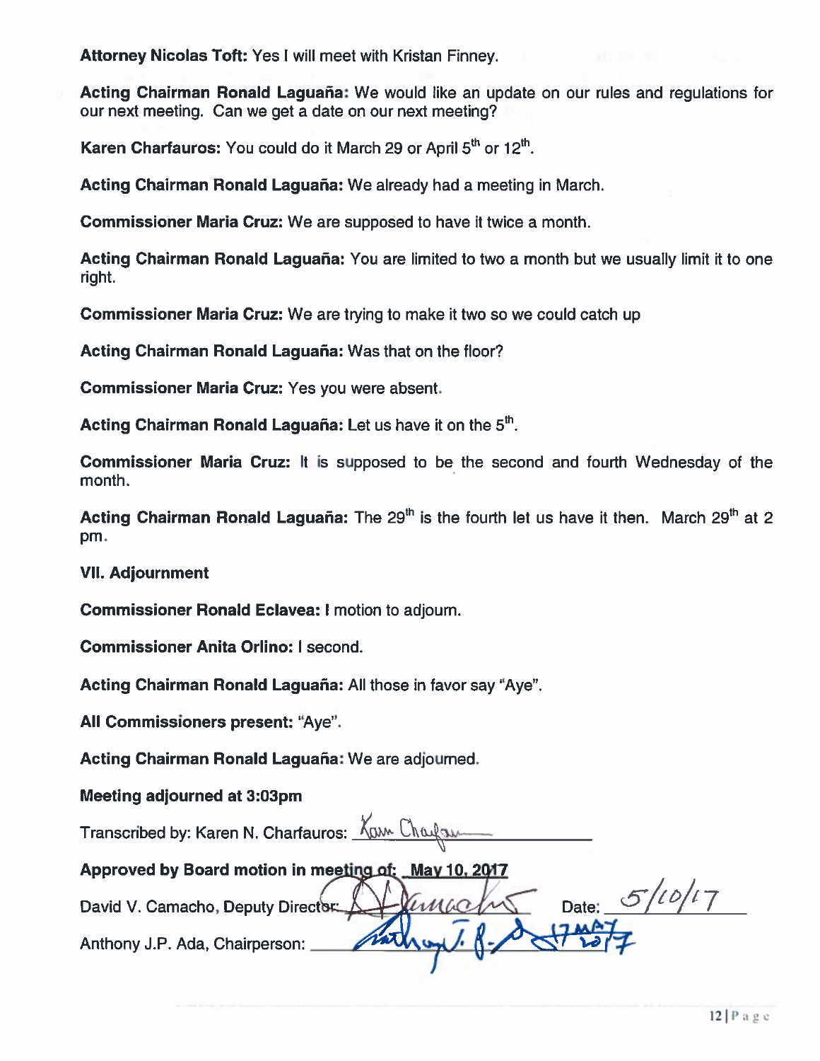**Attorney Nicolas Toft:** Yes I will meet with Kristan Finney.

**Acting Chairman Ronald Laguaña:** We would like an update on our rules and regulations for our next meeting. Can we get a date on our next meeting?

**Karen Charfauros:** You could do it March 29 or April 5th or 12th.

**Acting Chairman Ronald Laguaña:** We already had a meeting in March.

**Commissioner Maria Cruz:** We are supposed to have it twice a month.

**Acting Chairman Ronald Laguaña:** You are limited to two a month but we usually limit it to one right.

**Commissioner Maria Cruz:** We are trying to make it two so we could catch up

**Acting Chairman Ronald Laguaña:** Was that on the floor?

**Commissioner Maria Cruz:** Yes you were absent.

**Acting Chairman Ronald Laguaña:** Let us have it on the 5th.

**Commissioner Maria Cruz:** It is supposed to be the second and fourth Wednesday of the month.

**Acting Chairman Ronald Laguaña:** The 29th is the fourth let us have it then. March 29th at 2 pm.

**VII. Adjournment**

**Commissioner Ronald Eclavea:** I motion to adjourn.

**Commissioner Anita Orlino:** I second.

**Acting Chairman Ronald Laguaña:** All those in favor say "Aye".

**All Commissioners present:** "Aye".

**Acting Chairman Ronald Laguaña:** We are adjourned.

**Meeting adjourned at 3:03pm**

Transcribed by: Karen N. Charfauros: Karen Charfauros

**Approved by Board motion in meeting of: May 10, 2017**

David V. Camacho, Deputy Director: D. Camacho Date: 5/10/17

Anthony J.P. Ada, Chairperson: Anthony J.P. Ada 17 MAY 2017